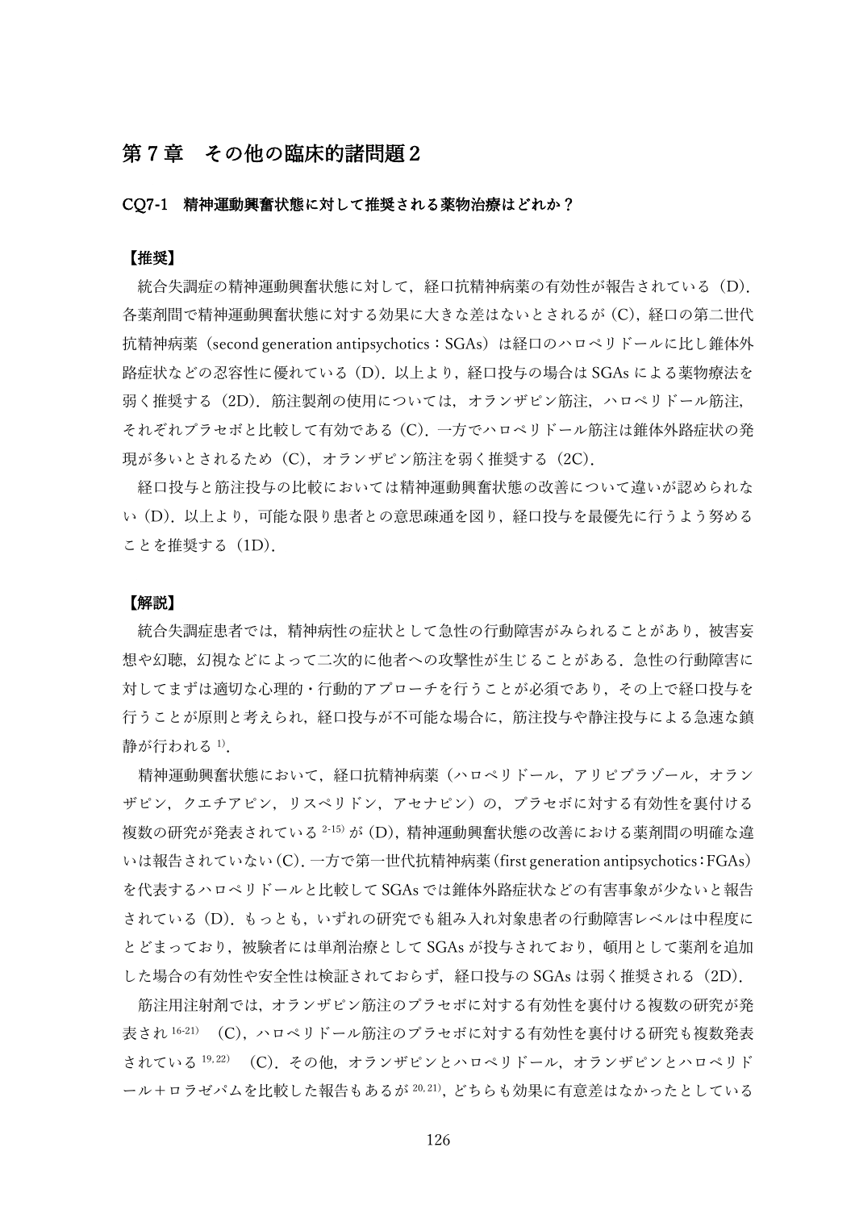# 第 7 章　その他の臨床的諸問題 2

## CQ7-1　精神運動興奮状態に対して推奨される薬物治療はどれか？

### 【推奨】

統合失調症の精神運動興奮状態に対して，経口抗精神病薬の有効性が報告されている（D）．各薬剤間で精神運動興奮状態に対する効果に大きな差はないとされるが（C），経口の第二世代抗精神病薬（second generation antipsychotics：SGAs）は経口のハロペリドールに比し錐体外路症状などの忍容性に優れている（D）．以上より，経口投与の場合は SGAs による薬物療法を弱く推奨する（2D）．筋注製剤の使用については，オランザピン筋注，ハロペリドール筋注，それぞれプラセボと比較して有効である（C）．一方でハロペリドール筋注は錐体外路症状の発現が多いとされるため（C），オランザピン筋注を弱く推奨する（2C）．

経口投与と筋注投与の比較においては精神運動興奮状態の改善について違いが認められない（D）．以上より，可能な限り患者との意思疎通を図り，経口投与を最優先に行うよう努めることを推奨する（1D）．

### 【解説】

統合失調症患者では，精神病性の症状として急性の行動障害がみられることがあり，被害妄想や幻聴，幻視などによって二次的に他者への攻撃性が生じることがある．急性の行動障害に対してまずは適切な心理的・行動的アプローチを行うことが必須であり，その上で経口投与を行うことが原則と考えられ，経口投与が不可能な場合に，筋注投与や静注投与による急速な鎮静が行われる[1]．

精神運動興奮状態において，経口抗精神病薬（ハロペリドール，アリピプラゾール，オランザピン，クエチアピン，リスペリドン，アセナピン）の，プラセボに対する有効性を裏付ける複数の研究が発表されている[2-15]が（D），精神運動興奮状態の改善における薬剤間の明確な違いは報告されていない（C）．一方で第一世代抗精神病薬（first generation antipsychotics：FGAs）を代表するハロペリドールと比較して SGAs では錐体外路症状などの有害事象が少ないと報告されている（D）．もっとも，いずれの研究でも組み入れ対象患者の行動障害レベルは中程度にとどまっており，被験者には単剤治療として SGAs が投与されており，頓用として薬剤を追加した場合の有効性や安全性は検証されておらず，経口投与の SGAs は弱く推奨される（2D）．

筋注用注射剤では，オランザピン筋注のプラセボに対する有効性を裏付ける複数の研究が発表され[16-21]（C），ハロペリドール筋注のプラセボに対する有効性を裏付ける研究も複数発表されている[19,22]（C）．その他，オランザピンとハロペリドール，オランザピンとハロペリドール＋ロラゼパムを比較した報告もあるが[20,21]，どちらも効果に有意差はなかったとしている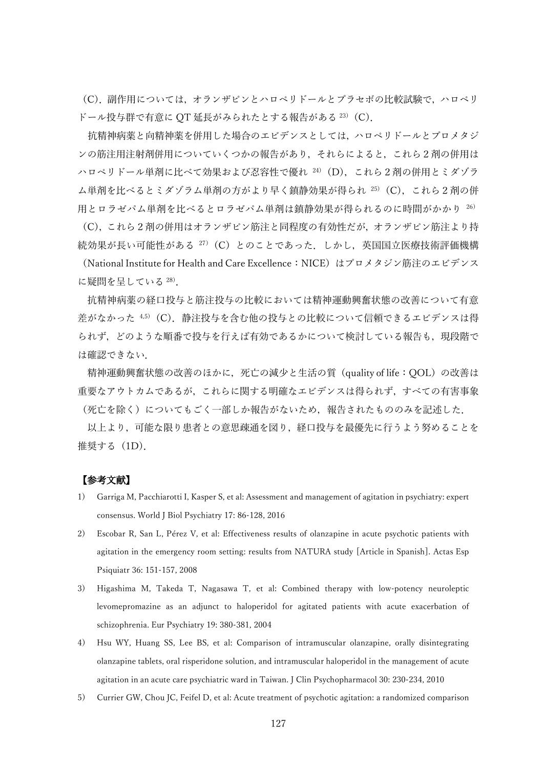（C）．副作用については，オランザピンとハロペリドールとプラセボの比較試験で，ハロペリドール投与群で有意に QT 延長がみられたとする報告がある [23]（C）．

抗精神病薬と向精神薬を併用した場合のエビデンスとしては，ハロペリドールとプロメタジンの筋注用注射剤併用についていくつかの報告があり，それらによると，これら 2 剤の併用はハロペリドール単剤に比べて効果および忍容性で優れ [24]（D），これら 2 剤の併用とミダゾラム単剤を比べるとミダゾラム単剤の方がより早く鎮静効果が得られ [25]（C），これら 2 剤の併用とロラゼパム単剤を比べるとロラゼパム単剤は鎮静効果が得られるのに時間がかかり [26]（C），これら 2 剤の併用はオランザピン筋注と同程度の有効性だが，オランザピン筋注より持続効果が長い可能性がある [27]（C）とのことであった．しかし，英国国立医療技術評価機構（National Institute for Health and Care Excellence：NICE）はプロメタジン筋注のエビデンスに疑問を呈している [28]．

抗精神病薬の経口投与と筋注投与の比較においては精神運動興奮状態の改善について有意差がなかった [4,5]（C）．静注投与を含む他の投与との比較について信頼できるエビデンスは得られず，どのような順番で投与を行えば有効であるかについて検討している報告も，現段階では確認できない．

精神運動興奮状態の改善のほかに，死亡の減少と生活の質（quality of life：QOL）の改善は重要なアウトカムであるが，これらに関する明確なエビデンスは得られず，すべての有害事象（死亡を除く）についてもごく一部しか報告がないため，報告されたもののみを記述した．

以上より，可能な限り患者との意思疎通を図り，経口投与を最優先に行うよう努めることを推奨する（1D）．

**【参考文献】**

1) Garriga M, Pacchiarotti I, Kasper S, et al: Assessment and management of agitation in psychiatry: expert consensus. World J Biol Psychiatry 17: 86-128, 2016
2) Escobar R, San L, Pérez V, et al: Effectiveness results of olanzapine in acute psychotic patients with agitation in the emergency room setting: results from NATURA study [Article in Spanish]. Actas Esp Psiquiatr 36: 151-157, 2008
3) Higashima M, Takeda T, Nagasawa T, et al: Combined therapy with low-potency neuroleptic levomepromazine as an adjunct to haloperidol for agitated patients with acute exacerbation of schizophrenia. Eur Psychiatry 19: 380-381, 2004
4) Hsu WY, Huang SS, Lee BS, et al: Comparison of intramuscular olanzapine, orally disintegrating olanzapine tablets, oral risperidone solution, and intramuscular haloperidol in the management of acute agitation in an acute care psychiatric ward in Taiwan. J Clin Psychopharmacol 30: 230-234, 2010
5) Currier GW, Chou JC, Feifel D, et al: Acute treatment of psychotic agitation: a randomized comparison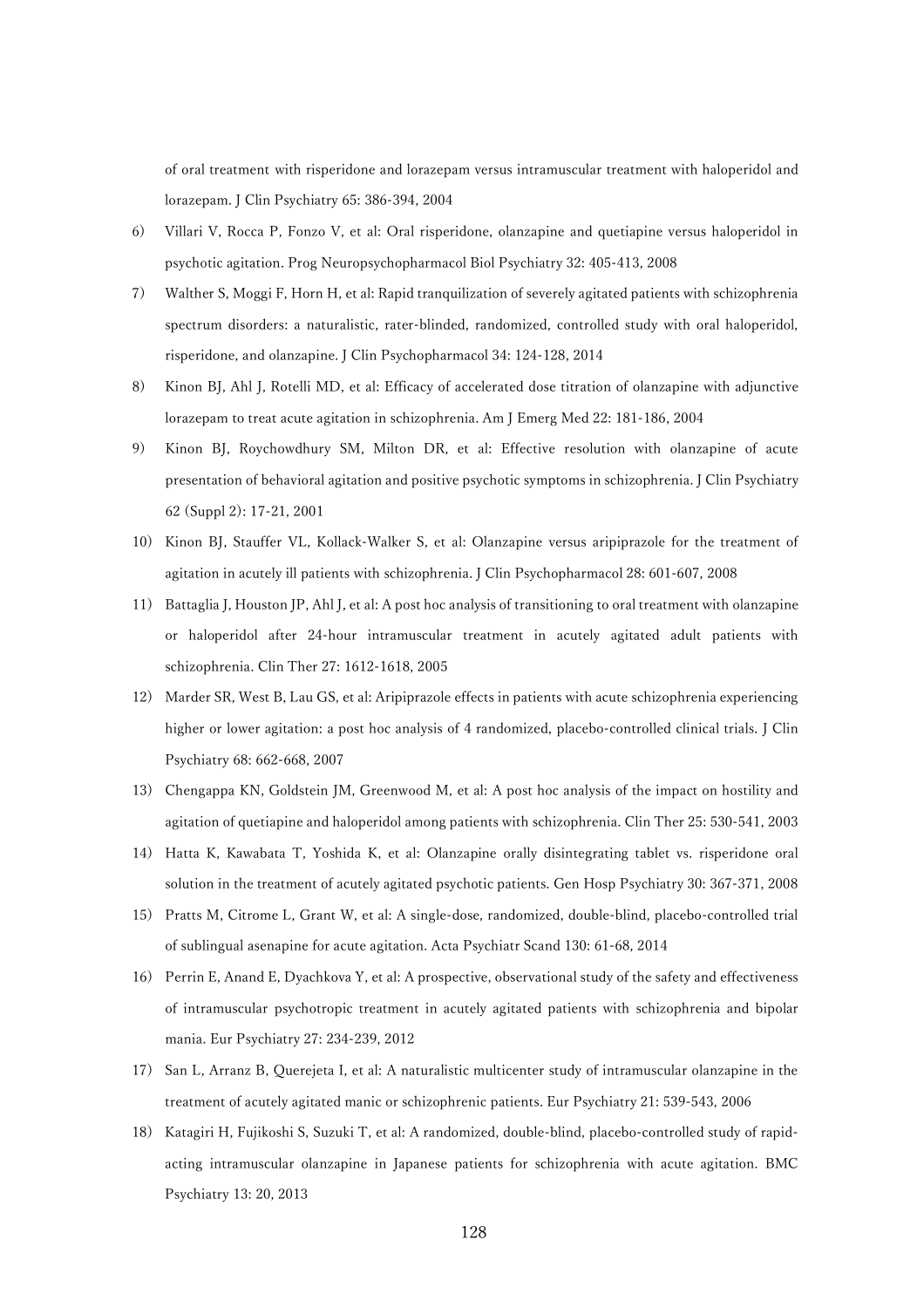of oral treatment with risperidone and lorazepam versus intramuscular treatment with haloperidol and lorazepam. J Clin Psychiatry 65: 386-394, 2004

6) Villari V, Rocca P, Fonzo V, et al: Oral risperidone, olanzapine and quetiapine versus haloperidol in psychotic agitation. Prog Neuropsychopharmacol Biol Psychiatry 32: 405-413, 2008

7) Walther S, Moggi F, Horn H, et al: Rapid tranquilization of severely agitated patients with schizophrenia spectrum disorders: a naturalistic, rater-blinded, randomized, controlled study with oral haloperidol, risperidone, and olanzapine. J Clin Psychopharmacol 34: 124-128, 2014

8) Kinon BJ, Ahl J, Rotelli MD, et al: Efficacy of accelerated dose titration of olanzapine with adjunctive lorazepam to treat acute agitation in schizophrenia. Am J Emerg Med 22: 181-186, 2004

9) Kinon BJ, Roychowdhury SM, Milton DR, et al: Effective resolution with olanzapine of acute presentation of behavioral agitation and positive psychotic symptoms in schizophrenia. J Clin Psychiatry 62 (Suppl 2): 17-21, 2001

10) Kinon BJ, Stauffer VL, Kollack-Walker S, et al: Olanzapine versus aripiprazole for the treatment of agitation in acutely ill patients with schizophrenia. J Clin Psychopharmacol 28: 601-607, 2008

11) Battaglia J, Houston JP, Ahl J, et al: A post hoc analysis of transitioning to oral treatment with olanzapine or haloperidol after 24-hour intramuscular treatment in acutely agitated adult patients with schizophrenia. Clin Ther 27: 1612-1618, 2005

12) Marder SR, West B, Lau GS, et al: Aripiprazole effects in patients with acute schizophrenia experiencing higher or lower agitation: a post hoc analysis of 4 randomized, placebo-controlled clinical trials. J Clin Psychiatry 68: 662-668, 2007

13) Chengappa KN, Goldstein JM, Greenwood M, et al: A post hoc analysis of the impact on hostility and agitation of quetiapine and haloperidol among patients with schizophrenia. Clin Ther 25: 530-541, 2003

14) Hatta K, Kawabata T, Yoshida K, et al: Olanzapine orally disintegrating tablet vs. risperidone oral solution in the treatment of acutely agitated psychotic patients. Gen Hosp Psychiatry 30: 367-371, 2008

15) Pratts M, Citrome L, Grant W, et al: A single-dose, randomized, double-blind, placebo-controlled trial of sublingual asenapine for acute agitation. Acta Psychiatr Scand 130: 61-68, 2014

16) Perrin E, Anand E, Dyachkova Y, et al: A prospective, observational study of the safety and effectiveness of intramuscular psychotropic treatment in acutely agitated patients with schizophrenia and bipolar mania. Eur Psychiatry 27: 234-239, 2012

17) San L, Arranz B, Querejeta I, et al: A naturalistic multicenter study of intramuscular olanzapine in the treatment of acutely agitated manic or schizophrenic patients. Eur Psychiatry 21: 539-543, 2006

18) Katagiri H, Fujikoshi S, Suzuki T, et al: A randomized, double-blind, placebo-controlled study of rapid-acting intramuscular olanzapine in Japanese patients for schizophrenia with acute agitation. BMC Psychiatry 13: 20, 2013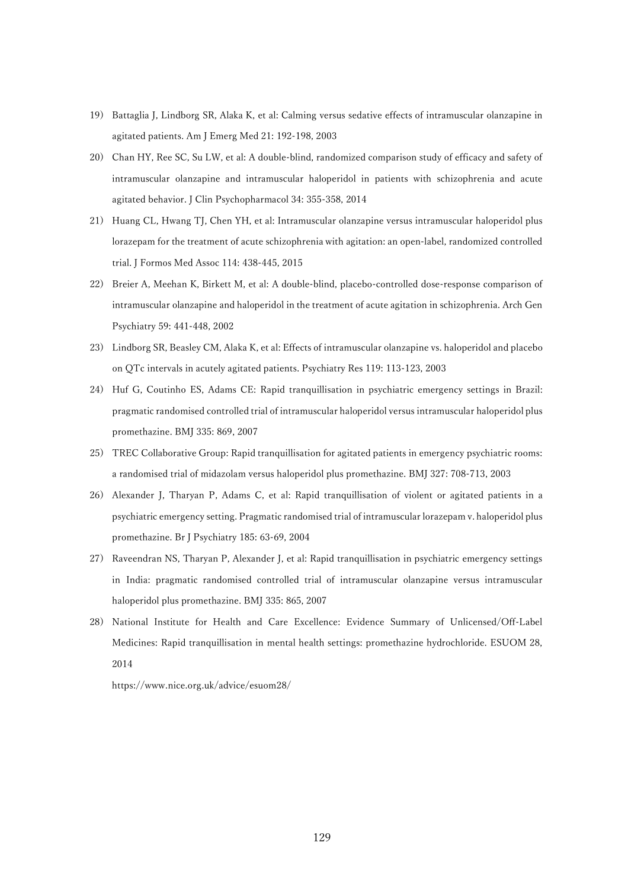19) Battaglia J, Lindborg SR, Alaka K, et al: Calming versus sedative effects of intramuscular olanzapine in agitated patients. Am J Emerg Med 21: 192-198, 2003

20) Chan HY, Ree SC, Su LW, et al: A double-blind, randomized comparison study of efficacy and safety of intramuscular olanzapine and intramuscular haloperidol in patients with schizophrenia and acute agitated behavior. J Clin Psychopharmacol 34: 355-358, 2014

21) Huang CL, Hwang TJ, Chen YH, et al: Intramuscular olanzapine versus intramuscular haloperidol plus lorazepam for the treatment of acute schizophrenia with agitation: an open-label, randomized controlled trial. J Formos Med Assoc 114: 438-445, 2015

22) Breier A, Meehan K, Birkett M, et al: A double-blind, placebo-controlled dose-response comparison of intramuscular olanzapine and haloperidol in the treatment of acute agitation in schizophrenia. Arch Gen Psychiatry 59: 441-448, 2002

23) Lindborg SR, Beasley CM, Alaka K, et al: Effects of intramuscular olanzapine vs. haloperidol and placebo on QTc intervals in acutely agitated patients. Psychiatry Res 119: 113-123, 2003

24) Huf G, Coutinho ES, Adams CE: Rapid tranquillisation in psychiatric emergency settings in Brazil: pragmatic randomised controlled trial of intramuscular haloperidol versus intramuscular haloperidol plus promethazine. BMJ 335: 869, 2007

25) TREC Collaborative Group: Rapid tranquillisation for agitated patients in emergency psychiatric rooms: a randomised trial of midazolam versus haloperidol plus promethazine. BMJ 327: 708-713, 2003

26) Alexander J, Tharyan P, Adams C, et al: Rapid tranquillisation of violent or agitated patients in a psychiatric emergency setting. Pragmatic randomised trial of intramuscular lorazepam v. haloperidol plus promethazine. Br J Psychiatry 185: 63-69, 2004

27) Raveendran NS, Tharyan P, Alexander J, et al: Rapid tranquillisation in psychiatric emergency settings in India: pragmatic randomised controlled trial of intramuscular olanzapine versus intramuscular haloperidol plus promethazine. BMJ 335: 865, 2007

28) National Institute for Health and Care Excellence: Evidence Summary of Unlicensed/Off-Label Medicines: Rapid tranquillisation in mental health settings: promethazine hydrochloride. ESUOM 28, 2014

https://www.nice.org.uk/advice/esuom28/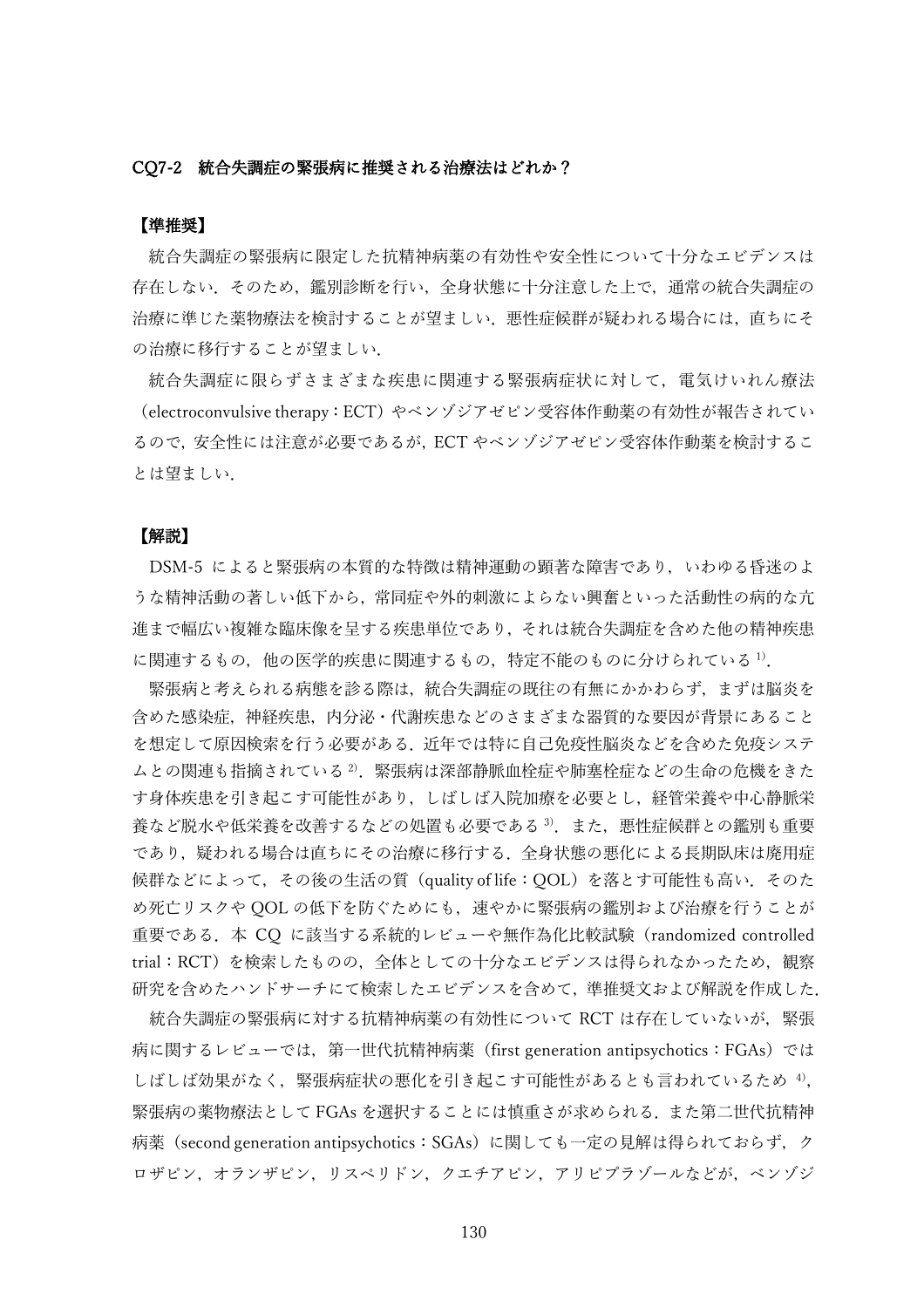### CQ7-2　統合失調症の緊張病に推奨される治療法はどれか？

**【準推奨】**

統合失調症の緊張病に限定した抗精神病薬の有効性や安全性について十分なエビデンスは存在しない．そのため，鑑別診断を行い，全身状態に十分注意した上で，通常の統合失調症の治療に準じた薬物療法を検討することが望ましい．悪性症候群が疑われる場合には，直ちにその治療に移行することが望ましい．

統合失調症に限らずさまざまな疾患に関連する緊張病症状に対して，電気けいれん療法（electroconvulsive therapy：ECT）やベンゾジアゼピン受容体作動薬の有効性が報告されているので，安全性には注意が必要であるが，ECT やベンゾジアゼピン受容体作動薬を検討することは望ましい．

**【解説】**

DSM-5 によると緊張病の本質的な特徴は精神運動の顕著な障害であり，いわゆる昏迷のような精神活動の著しい低下から，常同症や外的刺激によらない興奮といった活動性の病的な亢進まで幅広い複雑な臨床像を呈する疾患単位であり，それは統合失調症を含めた他の精神疾患に関連するもの，他の医学的疾患に関連するもの，特定不能のものに分けられている[1]．

緊張病と考えられる病態を診る際は，統合失調症の既往の有無にかかわらず，まずは脳炎を含めた感染症，神経疾患，内分泌・代謝疾患などのさまざまな器質的な要因が背景にあることを想定して原因検索を行う必要がある．近年では特に自己免疫性脳炎などを含めた免疫システムとの関連も指摘されている[2]．緊張病は深部静脈血栓症や肺塞栓症などの生命の危機をきたす身体疾患を引き起こす可能性があり，しばしば入院加療を必要とし，経管栄養や中心静脈栄養など脱水や低栄養を改善するなどの処置も必要である[3]．また，悪性症候群との鑑別も重要であり，疑われる場合は直ちにその治療に移行する．全身状態の悪化による長期臥床は廃用症候群などによって，その後の生活の質（quality of life：QOL）を落とす可能性も高い．そのため死亡リスクや QOL の低下を防ぐためにも，速やかに緊張病の鑑別および治療を行うことが重要である．本 CQ に該当する系統的レビューや無作為化比較試験（randomized controlled trial：RCT）を検索したものの，全体としての十分なエビデンスは得られなかったため，観察研究を含めたハンドサーチにて検索したエビデンスを含めて，準推奨文および解説を作成した．

統合失調症の緊張病に対する抗精神病薬の有効性について RCT は存在していないが，緊張病に関するレビューでは，第一世代抗精神病薬（first generation antipsychotics：FGAs）ではしばしば効果がなく，緊張病症状の悪化を引き起こす可能性があるとも言われているため[4]，緊張病の薬物療法として FGAs を選択することには慎重さが求められる．また第二世代抗精神病薬（second generation antipsychotics：SGAs）に関しても一定の見解は得られておらず，クロザピン，オランザピン，リスペリドン，クエチアピン，アリピプラゾールなどが，ベンゾジ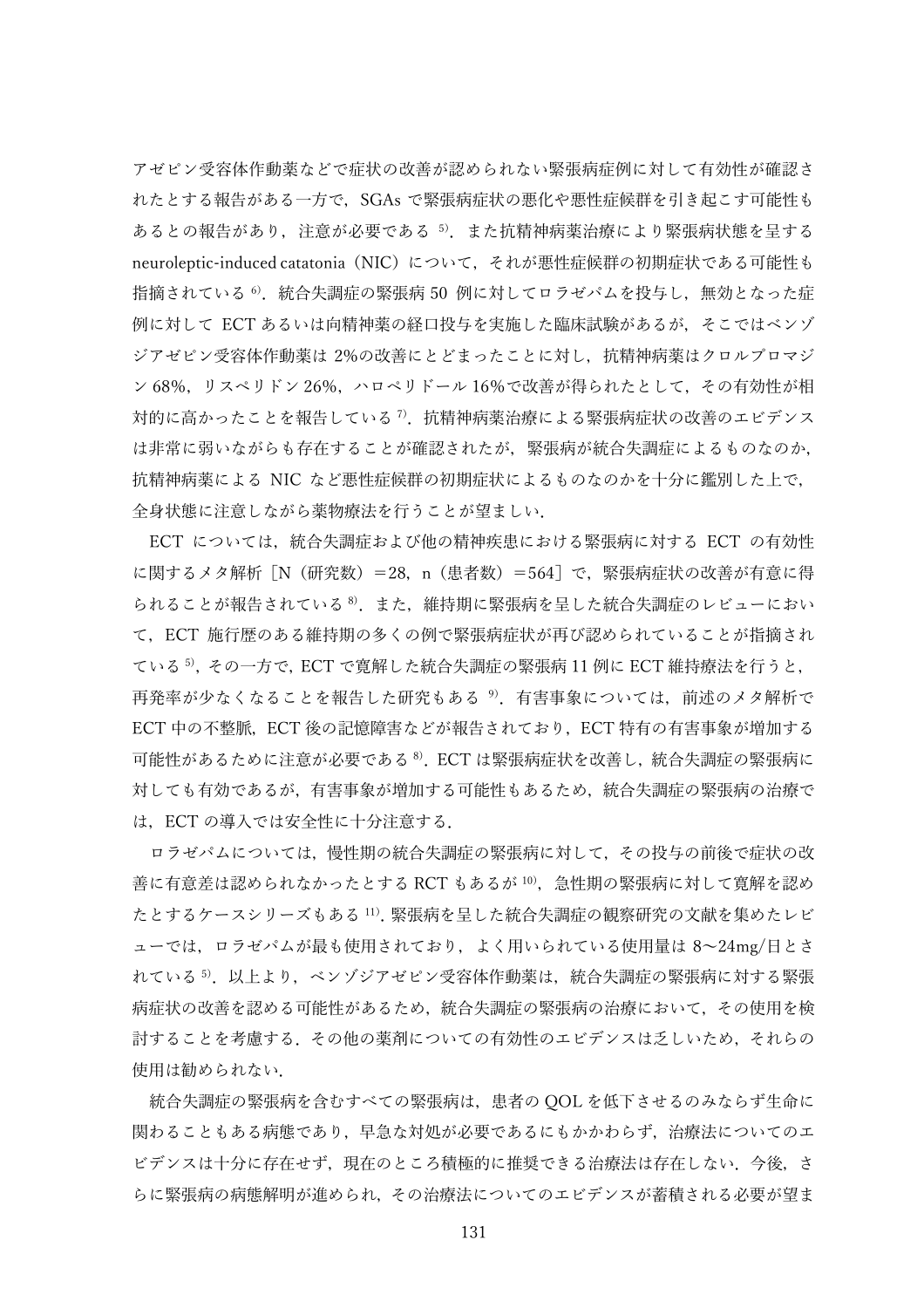アゼピン受容体作動薬などで症状の改善が認められない緊張病症例に対して有効性が確認されたとする報告がある一方で，SGAs で緊張病症状の悪化や悪性症候群を引き起こす可能性もあるとの報告があり，注意が必要である [5]．また抗精神病薬治療により緊張病状態を呈する neuroleptic-induced catatonia（NIC）について，それが悪性症候群の初期症状である可能性も指摘されている [6]．統合失調症の緊張病 50 例に対してロラゼパムを投与し，無効となった症例に対して ECT あるいは向精神薬の経口投与を実施した臨床試験があるが，そこではベンゾジアゼピン受容体作動薬は 2%の改善にとどまったことに対し，抗精神病薬はクロルプロマジン 68%，リスペリドン 26%，ハロペリドール 16%で改善が得られたとして，その有効性が相対的に高かったことを報告している [7]．抗精神病薬治療による緊張病症状の改善のエビデンスは非常に弱いながらも存在することが確認されたが，緊張病が統合失調症によるものなのか，抗精神病薬による NIC など悪性症候群の初期症状によるものなのかを十分に鑑別した上で，全身状態に注意しながら薬物療法を行うことが望ましい．

ECT については，統合失調症および他の精神疾患における緊張病に対する ECT の有効性に関するメタ解析［N（研究数）＝28，n（患者数）＝564］で，緊張病症状の改善が有意に得られることが報告されている [8]．また，維持期に緊張病を呈した統合失調症のレビューにおいて，ECT 施行歴のある維持期の多くの例で緊張病症状が再び認められていることが指摘されている [5]，その一方で，ECT で寛解した統合失調症の緊張病 11 例に ECT 維持療法を行うと，再発率が少なくなることを報告した研究もある [9]．有害事象については，前述のメタ解析で ECT 中の不整脈，ECT 後の記憶障害などが報告されており，ECT 特有の有害事象が増加する可能性があるために注意が必要である [8]．ECT は緊張病症状を改善し，統合失調症の緊張病に対しても有効であるが，有害事象が増加する可能性もあるため，統合失調症の緊張病の治療では，ECT の導入では安全性に十分注意する．

ロラゼパムについては，慢性期の統合失調症の緊張病に対して，その投与の前後で症状の改善に有意差は認められなかったとする RCT もあるが [10]，急性期の緊張病に対して寛解を認めたとするケースシリーズもある [11]．緊張病を呈した統合失調症の観察研究の文献を集めたレビューでは，ロラゼパムが最も使用されており，よく用いられている使用量は 8～24mg/日とされている [5]．以上より，ベンゾジアゼピン受容体作動薬は，統合失調症の緊張病に対する緊張病症状の改善を認める可能性があるため，統合失調症の緊張病の治療において，その使用を検討することを考慮する．その他の薬剤についての有効性のエビデンスは乏しいため，それらの使用は勧められない．

統合失調症の緊張病を含むすべての緊張病は，患者の QOL を低下させるのみならず生命に関わることもある病態であり，早急な対処が必要であるにもかかわらず，治療法についてのエビデンスは十分に存在せず，現在のところ積極的に推奨できる治療法は存在しない．今後，さらに緊張病の病態解明が進められ，その治療法についてのエビデンスが蓄積される必要が望ま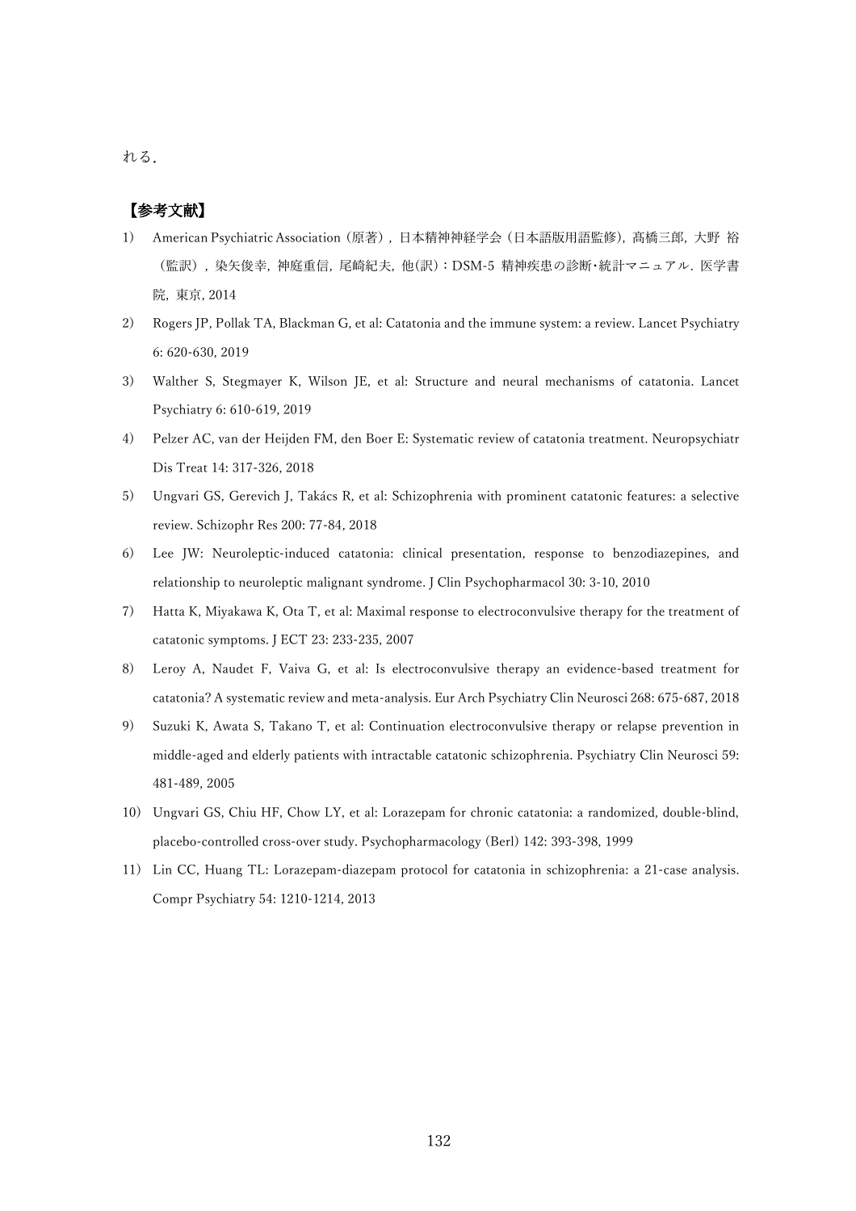れる．

**【参考文献】**

1) American Psychiatric Association（原著），日本精神神経学会（日本語版用語監修），髙橋三郎，大野 裕（監訳），染矢俊幸，神庭重信，尾崎紀夫，他(訳)：DSM-5 精神疾患の診断･統計マニュアル．医学書院，東京，2014
2) Rogers JP, Pollak TA, Blackman G, et al: Catatonia and the immune system: a review. Lancet Psychiatry 6: 620-630, 2019
3) Walther S, Stegmayer K, Wilson JE, et al: Structure and neural mechanisms of catatonia. Lancet Psychiatry 6: 610-619, 2019
4) Pelzer AC, van der Heijden FM, den Boer E: Systematic review of catatonia treatment. Neuropsychiatr Dis Treat 14: 317-326, 2018
5) Ungvari GS, Gerevich J, Takács R, et al: Schizophrenia with prominent catatonic features: a selective review. Schizophr Res 200: 77-84, 2018
6) Lee JW: Neuroleptic-induced catatonia: clinical presentation, response to benzodiazepines, and relationship to neuroleptic malignant syndrome. J Clin Psychopharmacol 30: 3-10, 2010
7) Hatta K, Miyakawa K, Ota T, et al: Maximal response to electroconvulsive therapy for the treatment of catatonic symptoms. J ECT 23: 233-235, 2007
8) Leroy A, Naudet F, Vaiva G, et al: Is electroconvulsive therapy an evidence-based treatment for catatonia? A systematic review and meta-analysis. Eur Arch Psychiatry Clin Neurosci 268: 675-687, 2018
9) Suzuki K, Awata S, Takano T, et al: Continuation electroconvulsive therapy or relapse prevention in middle-aged and elderly patients with intractable catatonic schizophrenia. Psychiatry Clin Neurosci 59: 481-489, 2005
10) Ungvari GS, Chiu HF, Chow LY, et al: Lorazepam for chronic catatonia: a randomized, double-blind, placebo-controlled cross-over study. Psychopharmacology (Berl) 142: 393-398, 1999
11) Lin CC, Huang TL: Lorazepam-diazepam protocol for catatonia in schizophrenia: a 21-case analysis. Compr Psychiatry 54: 1210-1214, 2013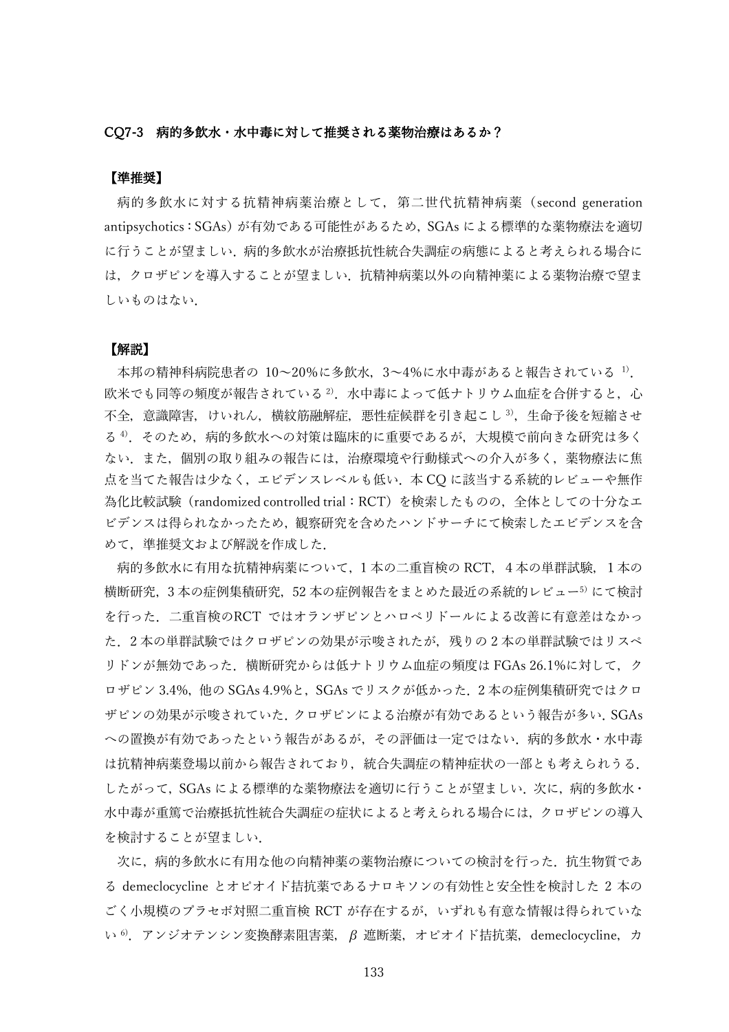### CQ7-3　病的多飲水・水中毒に対して推奨される薬物治療はあるか？

**【準推奨】**

病的多飲水に対する抗精神病薬治療として，第二世代抗精神病薬（second generation antipsychotics：SGAs）が有効である可能性があるため，SGAs による標準的な薬物療法を適切に行うことが望ましい．病的多飲水が治療抵抗性統合失調症の病態によると考えられる場合には，クロザピンを導入することが望ましい．抗精神病薬以外の向精神薬による薬物治療で望ましいものはない．

**【解説】**

本邦の精神科病院患者の 10～20%に多飲水，3～4%に水中毒があると報告されている [1]．欧米でも同等の頻度が報告されている [2]．水中毒によって低ナトリウム血症を合併すると，心不全，意識障害，けいれん，横紋筋融解症，悪性症候群を引き起こし [3]，生命予後を短縮させる [4]．そのため，病的多飲水への対策は臨床的に重要であるが，大規模で前向きな研究は多くない．また，個別の取り組みの報告には，治療環境や行動様式への介入が多く，薬物療法に焦点を当てた報告は少なく，エビデンスレベルも低い．本 CQ に該当する系統的レビューや無作為化比較試験（randomized controlled trial：RCT）を検索したものの，全体としての十分なエビデンスは得られなかったため，観察研究を含めたハンドサーチにて検索したエビデンスを含めて，準推奨文および解説を作成した．

病的多飲水に有用な抗精神病薬について，1 本の二重盲検の RCT，4 本の単群試験，1 本の横断研究，3 本の症例集積研究，52 本の症例報告をまとめた最近の系統的レビュー [5] にて検討を行った．二重盲検のRCT ではオランザピンとハロペリドールによる改善に有意差はなかった．2 本の単群試験ではクロザピンの効果が示唆されたが，残りの 2 本の単群試験ではリスペリドンが無効であった．横断研究からは低ナトリウム血症の頻度は FGAs 26.1%に対して，クロザピン 3.4%，他の SGAs 4.9%と，SGAs でリスクが低かった．2 本の症例集積研究ではクロザピンの効果が示唆されていた．クロザピンによる治療が有効であるという報告が多い．SGAs への置換が有効であったという報告があるが，その評価は一定ではない．病的多飲水・水中毒は抗精神病薬登場以前から報告されており，統合失調症の精神症状の一部とも考えられうる．したがって，SGAs による標準的な薬物療法を適切に行うことが望ましい．次に，病的多飲水・水中毒が重篤で治療抵抗性統合失調症の症状によると考えられる場合には，クロザピンの導入を検討することが望ましい．

次に，病的多飲水に有用な他の向精神薬の薬物治療についての検討を行った．抗生物質である demeclocycline とオピオイド拮抗薬であるナロキソンの有効性と安全性を検討した 2 本のごく小規模のプラセボ対照二重盲検 RCT が存在するが，いずれも有意な情報は得られていない [6]．アンジオテンシン変換酵素阻害薬，$\beta$ 遮断薬，オピオイド拮抗薬，demeclocycline，カ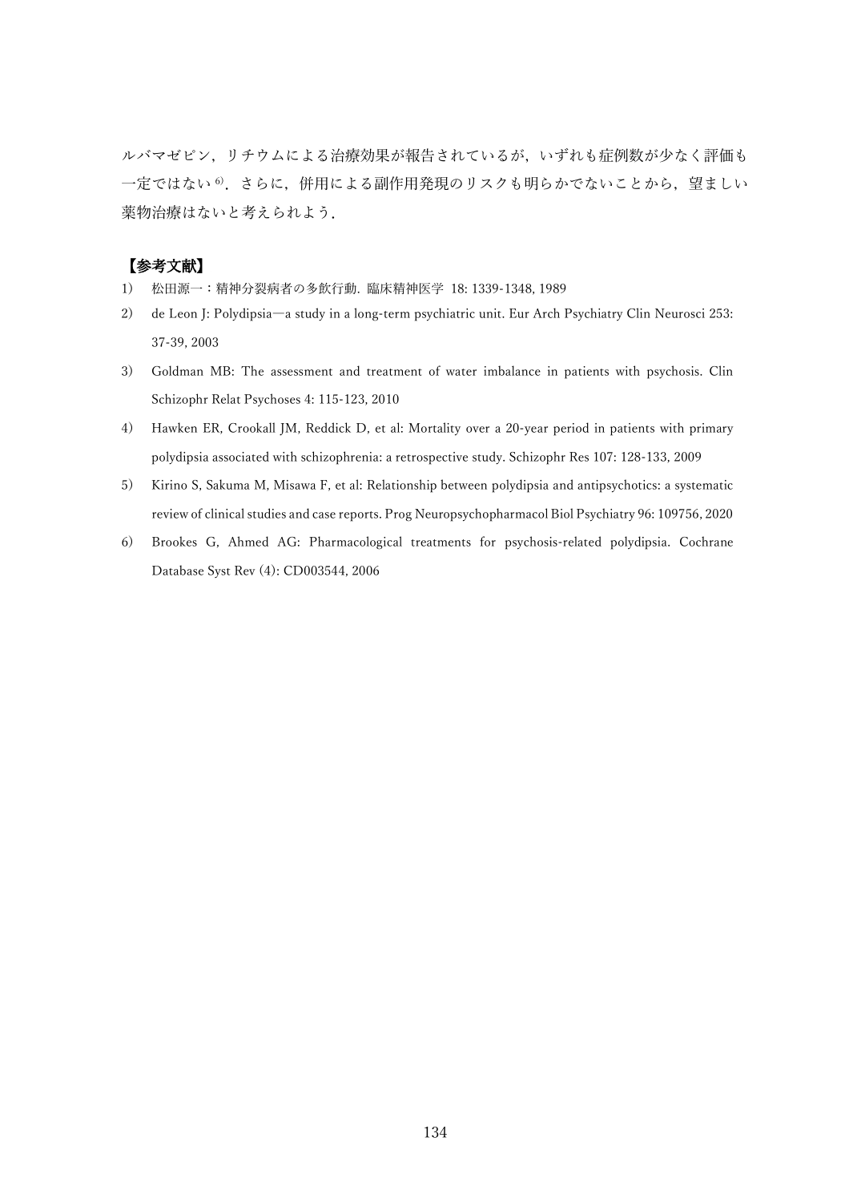ルバマゼピン，リチウムによる治療効果が報告されているが，いずれも症例数が少なく評価も一定ではない[6]．さらに，併用による副作用発現のリスクも明らかでないことから，望ましい薬物治療はないと考えられよう．

**【参考文献】**

1) 松田源一：精神分裂病者の多飲行動. 臨床精神医学 18: 1339-1348, 1989
2) de Leon J: Polydipsia—a study in a long-term psychiatric unit. Eur Arch Psychiatry Clin Neurosci 253: 37-39, 2003
3) Goldman MB: The assessment and treatment of water imbalance in patients with psychosis. Clin Schizophr Relat Psychoses 4: 115-123, 2010
4) Hawken ER, Crookall JM, Reddick D, et al: Mortality over a 20-year period in patients with primary polydipsia associated with schizophrenia: a retrospective study. Schizophr Res 107: 128-133, 2009
5) Kirino S, Sakuma M, Misawa F, et al: Relationship between polydipsia and antipsychotics: a systematic review of clinical studies and case reports. Prog Neuropsychopharmacol Biol Psychiatry 96: 109756, 2020
6) Brookes G, Ahmed AG: Pharmacological treatments for psychosis-related polydipsia. Cochrane Database Syst Rev (4): CD003544, 2006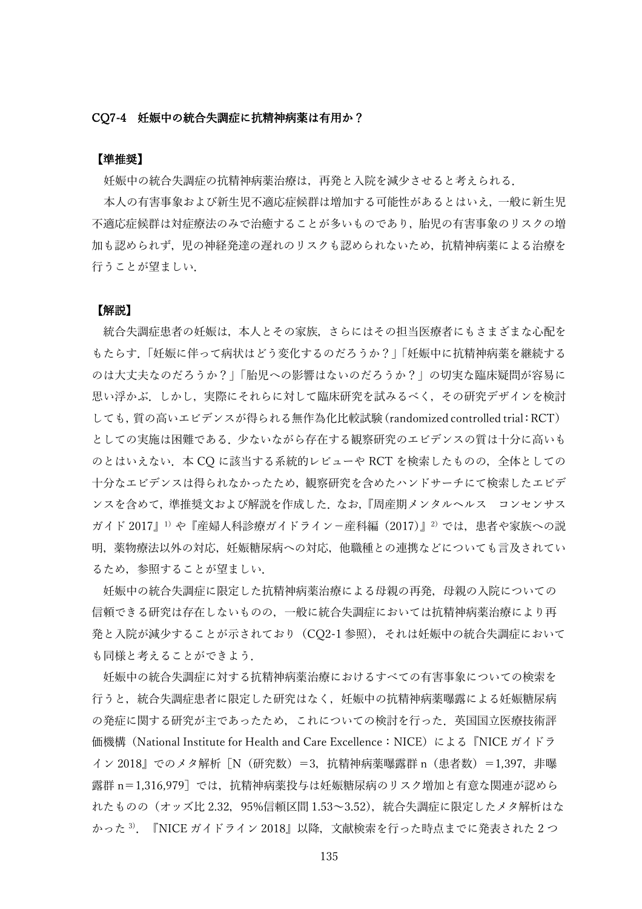## CQ7-4　妊娠中の統合失調症に抗精神病薬は有用か？

### 【準推奨】

妊娠中の統合失調症の抗精神病薬治療は，再発と入院を減少させると考えられる．

本人の有害事象および新生児不適応症候群は増加する可能性があるとはいえ，一般に新生児不適応症候群は対症療法のみで治癒することが多いものであり，胎児の有害事象のリスクの増加も認められず，児の神経発達の遅れのリスクも認められないため，抗精神病薬による治療を行うことが望ましい．

### 【解説】

統合失調症患者の妊娠は，本人とその家族，さらにはその担当医療者にもさまざまな心配をもたらす．「妊娠に伴って病状はどう変化するのだろうか？」「妊娠中に抗精神病薬を継続するのは大丈夫なのだろうか？」「胎児への影響はないのだろうか？」の切実な臨床疑問が容易に思い浮かぶ．しかし，実際にそれらに対して臨床研究を試みるべく，その研究デザインを検討しても，質の高いエビデンスが得られる無作為化比較試験（randomized controlled trial：RCT）としての実施は困難である．少ないながら存在する観察研究のエビデンスの質は十分に高いものとはいえない．本 CQ に該当する系統的レビューや RCT を検索したものの，全体としての十分なエビデンスは得られなかったため，観察研究を含めたハンドサーチにて検索したエビデンスを含めて，準推奨文および解説を作成した．なお,『周産期メンタルヘルス　コンセンサスガイド 2017』[1] や『産婦人科診療ガイドライン－産科編（2017)』[2] では，患者や家族への説明，薬物療法以外の対応，妊娠糖尿病への対応，他職種との連携などについても言及されているため，参照することが望ましい．

妊娠中の統合失調症に限定した抗精神病薬治療による母親の再発，母親の入院についての信頼できる研究は存在しないものの，一般に統合失調症においては抗精神病薬治療により再発と入院が減少することが示されており（CQ2-1 参照），それは妊娠中の統合失調症においても同様と考えることができよう．

妊娠中の統合失調症に対する抗精神病薬治療におけるすべての有害事象についての検索を行うと，統合失調症患者に限定した研究はなく，妊娠中の抗精神病薬曝露による妊娠糖尿病の発症に関する研究が主であったため，これについての検討を行った．英国国立医療技術評価機構（National Institute for Health and Care Excellence：NICE）による『NICE ガイドライン 2018』でのメタ解析［N（研究数）＝3，抗精神病薬曝露群 n（患者数）＝1,397，非曝露群 n＝1,316,979］では，抗精神病薬投与は妊娠糖尿病のリスク増加と有意な関連が認められたものの（オッズ比 2.32，95%信頼区間 1.53～3.52)，統合失調症に限定したメタ解析はなかった[3]．『NICE ガイドライン 2018』以降，文献検索を行った時点までに発表された 2 つ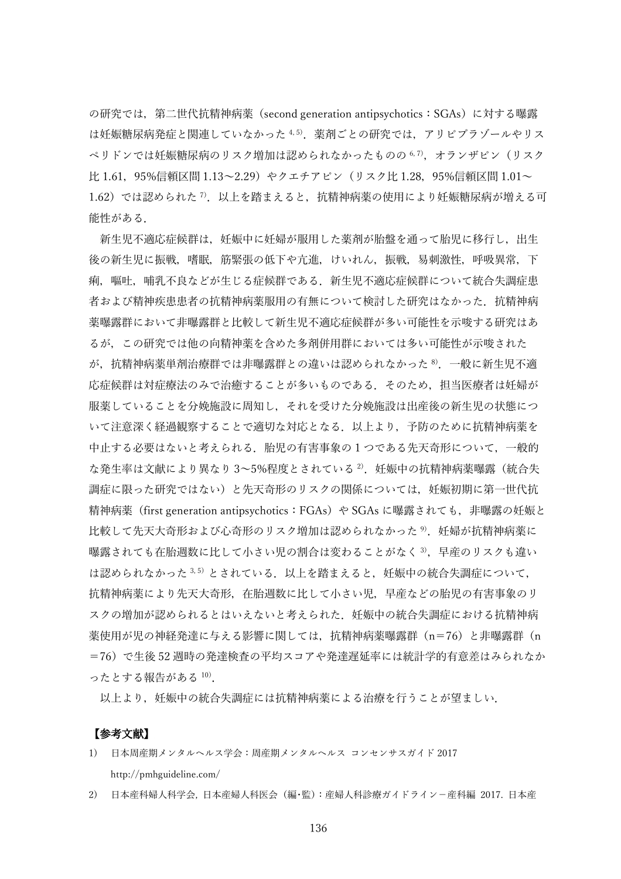の研究では，第二世代抗精神病薬（second generation antipsychotics：SGAs）に対する曝露は妊娠糖尿病発症と関連していなかった[4,5]．薬剤ごとの研究では，アリピプラゾールやリスペリドンでは妊娠糖尿病のリスク増加は認められなかったものの[6,7]，オランザピン（リスク比 1.61，95%信頼区間 1.13〜2.29）やクエチアピン（リスク比 1.28，95%信頼区間 1.01〜1.62）では認められた[7]．以上を踏まえると，抗精神病薬の使用により妊娠糖尿病が増える可能性がある．

新生児不適応症候群は，妊娠中に妊婦が服用した薬剤が胎盤を通って胎児に移行し，出生後の新生児に振戦，嗜眠，筋緊張の低下や亢進，けいれん，振戦，易刺激性，呼吸異常，下痢，嘔吐，哺乳不良などが生じる症候群である．新生児不適応症候群について統合失調症患者および精神疾患患者の抗精神病薬服用の有無について検討した研究はなかった．抗精神病薬曝露群において非曝露群と比較して新生児不適応症候群が多い可能性を示唆する研究はあるが，この研究では他の向精神薬を含めた多剤併用群においては多い可能性が示唆されたが，抗精神病薬単剤治療群では非曝露群との違いは認められなかった[8]．一般に新生児不適応症候群は対症療法のみで治癒することが多いものである．そのため，担当医療者は妊婦が服薬していることを分娩施設に周知し，それを受けた分娩施設は出産後の新生児の状態について注意深く経過観察することで適切な対応となる．以上より，予防のために抗精神病薬を中止する必要はないと考えられる．胎児の有害事象の 1 つである先天奇形について，一般的な発生率は文献により異なり 3〜5%程度とされている[2]．妊娠中の抗精神病薬曝露（統合失調症に限った研究ではない）と先天奇形のリスクの関係については，妊娠初期に第一世代抗精神病薬（first generation antipsychotics：FGAs）や SGAs に曝露されても，非曝露の妊娠と比較して先天大奇形および心奇形のリスク増加は認められなかった[9]．妊婦が抗精神病薬に曝露されても在胎週数に比して小さい児の割合は変わることがなく[3]，早産のリスクも違いは認められなかった[3,5]とされている．以上を踏まえると，妊娠中の統合失調症について，抗精神病薬により先天大奇形，在胎週数に比して小さい児，早産などの胎児の有害事象のリスクの増加が認められるとはいえないと考えられた．妊娠中の統合失調症における抗精神病薬使用が児の神経発達に与える影響に関しては，抗精神病薬曝露群（n＝76）と非曝露群（n＝76）で生後 52 週時の発達検査の平均スコアや発達遅延率には統計学的有意差はみられなかったとする報告がある[10]．

以上より，妊娠中の統合失調症には抗精神病薬による治療を行うことが望ましい．

**【参考文献】**

1) 日本周産期メンタルヘルス学会：周産期メンタルヘルス コンセンサスガイド 2017 http://pmhguideline.com/
2) 日本産科婦人科学会，日本産婦人科医会（編･監）：産婦人科診療ガイドライン－産科編 2017．日本産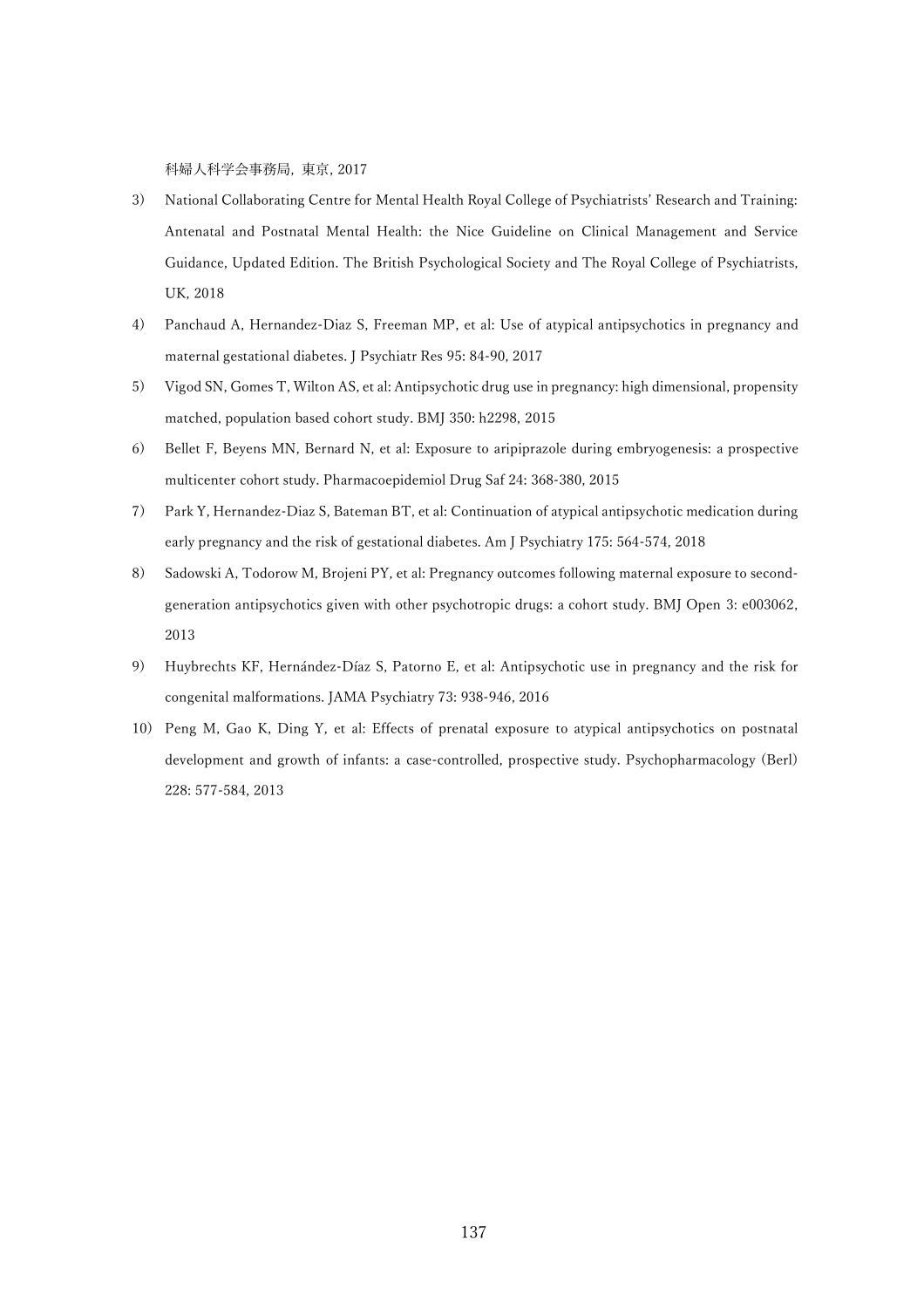科婦人科学会事務局，東京，2017

3) National Collaborating Centre for Mental Health Royal College of Psychiatrists' Research and Training: Antenatal and Postnatal Mental Health: the Nice Guideline on Clinical Management and Service Guidance, Updated Edition. The British Psychological Society and The Royal College of Psychiatrists, UK, 2018
4) Panchaud A, Hernandez-Diaz S, Freeman MP, et al: Use of atypical antipsychotics in pregnancy and maternal gestational diabetes. J Psychiatr Res 95: 84-90, 2017
5) Vigod SN, Gomes T, Wilton AS, et al: Antipsychotic drug use in pregnancy: high dimensional, propensity matched, population based cohort study. BMJ 350: h2298, 2015
6) Bellet F, Beyens MN, Bernard N, et al: Exposure to aripiprazole during embryogenesis: a prospective multicenter cohort study. Pharmacoepidemiol Drug Saf 24: 368-380, 2015
7) Park Y, Hernandez-Diaz S, Bateman BT, et al: Continuation of atypical antipsychotic medication during early pregnancy and the risk of gestational diabetes. Am J Psychiatry 175: 564-574, 2018
8) Sadowski A, Todorow M, Brojeni PY, et al: Pregnancy outcomes following maternal exposure to second-generation antipsychotics given with other psychotropic drugs: a cohort study. BMJ Open 3: e003062, 2013
9) Huybrechts KF, Hernández-Díaz S, Patorno E, et al: Antipsychotic use in pregnancy and the risk for congenital malformations. JAMA Psychiatry 73: 938-946, 2016
10) Peng M, Gao K, Ding Y, et al: Effects of prenatal exposure to atypical antipsychotics on postnatal development and growth of infants: a case-controlled, prospective study. Psychopharmacology (Berl) 228: 577-584, 2013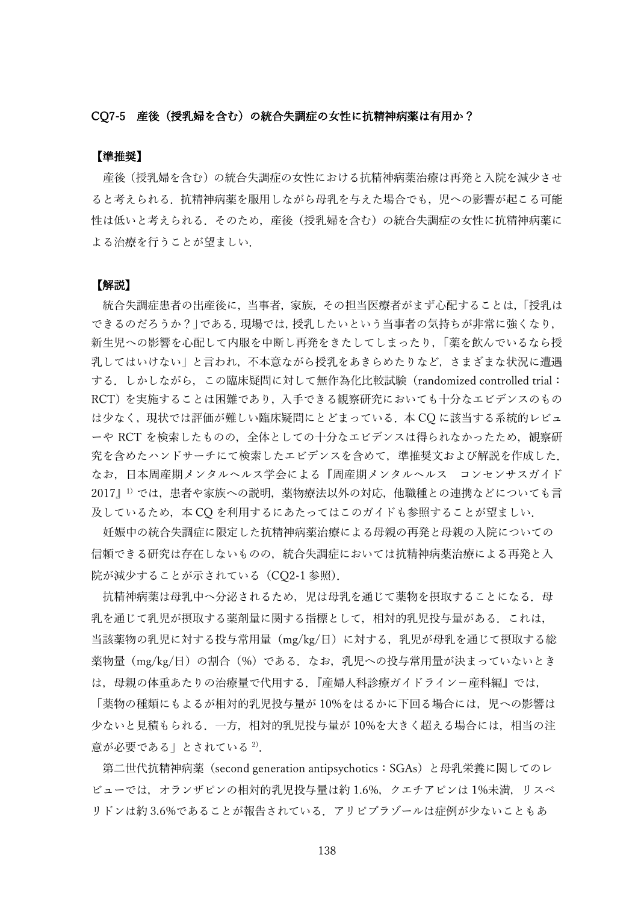## CQ7-5　産後（授乳婦を含む）の統合失調症の女性に抗精神病薬は有用か？

### 【準推奨】

産後（授乳婦を含む）の統合失調症の女性における抗精神病薬治療は再発と入院を減少させると考えられる．抗精神病薬を服用しながら母乳を与えた場合でも，児への影響が起こる可能性は低いと考えられる．そのため，産後（授乳婦を含む）の統合失調症の女性に抗精神病薬による治療を行うことが望ましい．

### 【解説】

統合失調症患者の出産後に，当事者，家族，その担当医療者がまず心配することは，「授乳はできるのだろうか？」である．現場では，授乳したいという当事者の気持ちが非常に強くなり，新生児への影響を心配して内服を中断し再発をきたしてしまったり，「薬を飲んでいるなら授乳してはいけない」と言われ，不本意ながら授乳をあきらめたりなど，さまざまな状況に遭遇する．しかしながら，この臨床疑問に対して無作為化比較試験（randomized controlled trial：RCT）を実施することは困難であり，入手できる観察研究においても十分なエビデンスのものは少なく，現状では評価が難しい臨床疑問にとどまっている．本 CQ に該当する系統的レビューや RCT を検索したものの，全体としての十分なエビデンスは得られなかったため，観察研究を含めたハンドサーチにて検索したエビデンスを含めて，準推奨文および解説を作成した．なお，日本周産期メンタルヘルス学会による『周産期メンタルヘルス　コンセンサスガイド 2017』[1] では，患者や家族への説明，薬物療法以外の対応，他職種との連携などについても言及しているため，本 CQ を利用するにあたってはこのガイドも参照することが望ましい．

妊娠中の統合失調症に限定した抗精神病薬治療による母親の再発と母親の入院についての信頼できる研究は存在しないものの，統合失調症においては抗精神病薬治療による再発と入院が減少することが示されている（CQ2-1 参照）．

抗精神病薬は母乳中へ分泌されるため，児は母乳を通じて薬物を摂取することになる．母乳を通じて乳児が摂取する薬剤量に関する指標として，相対的乳児投与量がある．これは，当該薬物の乳児に対する投与常用量（mg/kg/日）に対する，乳児が母乳を通じて摂取する総薬物量（mg/kg/日）の割合（%）である．なお，乳児への投与常用量が決まっていないときは，母親の体重あたりの治療量で代用する．『産婦人科診療ガイドライン－産科編』では，「薬物の種類にもよるが相対的乳児投与量が 10%をはるかに下回る場合には，児への影響は少ないと見積もられる．一方，相対的乳児投与量が 10%を大きく超える場合には，相当の注意が必要である」とされている [2]．

第二世代抗精神病薬（second generation antipsychotics：SGAs）と母乳栄養に関してのレビューでは，オランザピンの相対的乳児投与量は約 1.6%，クエチアピンは 1%未満，リスペリドンは約 3.6%であることが報告されている．アリピプラゾールは症例が少ないこともあ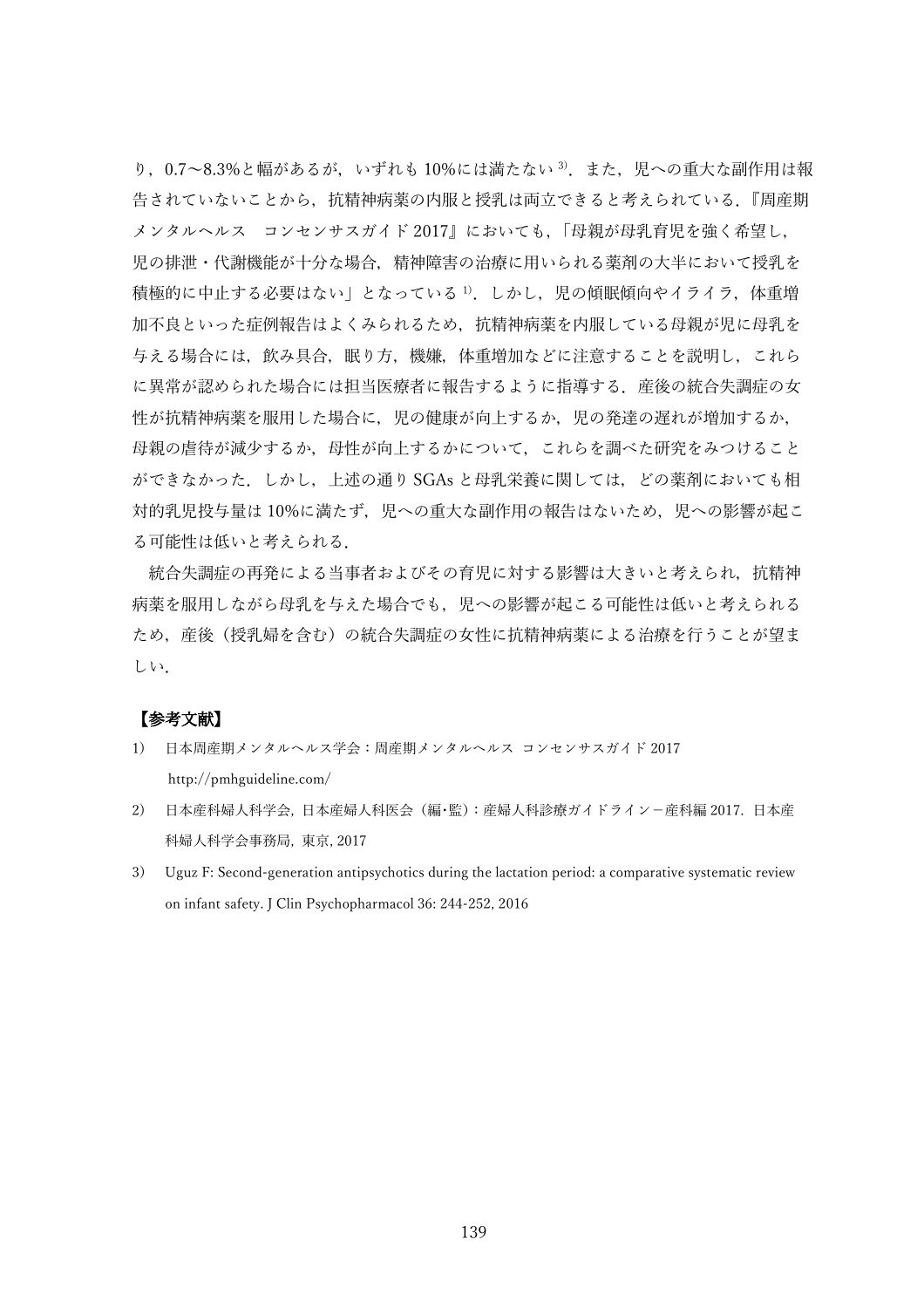り，0.7～8.3%と幅があるが，いずれも 10%には満たない[3]．また，児への重大な副作用は報告されていないことから，抗精神病薬の内服と授乳は両立できると考えられている．『周産期メンタルヘルス　コンセンサスガイド 2017』においても，「母親が母乳育児を強く希望し，児の排泄・代謝機能が十分な場合，精神障害の治療に用いられる薬剤の大半において授乳を積極的に中止する必要はない」となっている[1]．しかし，児の傾眠傾向やイライラ，体重増加不良といった症例報告はよくみられるため，抗精神病薬を内服している母親が児に母乳を与える場合には，飲み具合，眠り方，機嫌，体重増加などに注意することを説明し，これらに異常が認められた場合には担当医療者に報告するように指導する．産後の統合失調症の女性が抗精神病薬を服用した場合に，児の健康が向上するか，児の発達の遅れが増加するか，母親の虐待が減少するか，母性が向上するかについて，これらを調べた研究をみつけることができなかった．しかし，上述の通り SGAs と母乳栄養に関しては，どの薬剤においても相対的乳児投与量は 10%に満たず，児への重大な副作用の報告はないため，児への影響が起こる可能性は低いと考えられる．

統合失調症の再発による当事者およびその育児に対する影響は大きいと考えられ，抗精神病薬を服用しながら母乳を与えた場合でも，児への影響が起こる可能性は低いと考えられるため，産後（授乳婦を含む）の統合失調症の女性に抗精神病薬による治療を行うことが望ましい．

**【参考文献】**

1) 日本周産期メンタルヘルス学会：周産期メンタルヘルス コンセンサスガイド 2017 http://pmhguideline.com/
2) 日本産科婦人科学会，日本産婦人科医会（編･監）：産婦人科診療ガイドライン－産科編 2017．日本産科婦人科学会事務局，東京，2017
3) Uguz F: Second-generation antipsychotics during the lactation period: a comparative systematic review on infant safety. J Clin Psychopharmacol 36: 244-252, 2016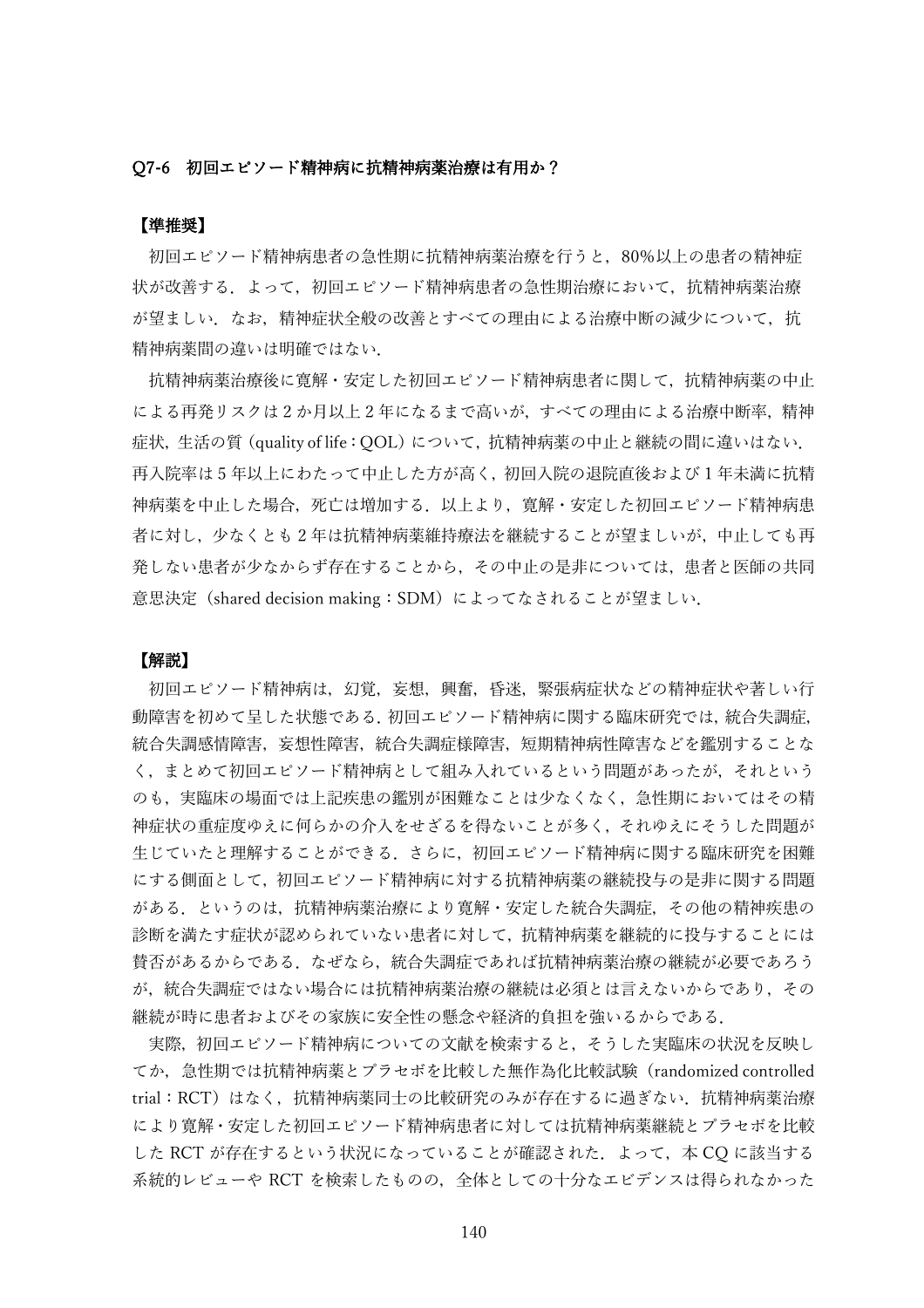### Q7-6　初回エピソード精神病に抗精神病薬治療は有用か？

**【準推奨】**

初回エピソード精神病患者の急性期に抗精神病薬治療を行うと，80%以上の患者の精神症状が改善する．よって，初回エピソード精神病患者の急性期治療において，抗精神病薬治療が望ましい．なお，精神症状全般の改善とすべての理由による治療中断の減少について，抗精神病薬間の違いは明確ではない．

抗精神病薬治療後に寛解・安定した初回エピソード精神病患者に関して，抗精神病薬の中止による再発リスクは 2 か月以上 2 年になるまで高いが，すべての理由による治療中断率，精神症状，生活の質（quality of life：QOL）について，抗精神病薬の中止と継続の間に違いはない．再入院率は 5 年以上にわたって中止した方が高く，初回入院の退院直後および 1 年未満に抗精神病薬を中止した場合，死亡は増加する．以上より，寛解・安定した初回エピソード精神病患者に対し，少なくとも 2 年は抗精神病薬維持療法を継続することが望ましいが，中止しても再発しない患者が少なからず存在することから，その中止の是非については，患者と医師の共同意思決定（shared decision making：SDM）によってなされることが望ましい．

**【解説】**

初回エピソード精神病は，幻覚，妄想，興奮，昏迷，緊張病症状などの精神症状や著しい行動障害を初めて呈した状態である．初回エピソード精神病に関する臨床研究では，統合失調症，統合失調感情障害，妄想性障害，統合失調症様障害，短期精神病性障害などを鑑別することなく，まとめて初回エピソード精神病として組み入れているという問題があったが，それというのも，実臨床の場面では上記疾患の鑑別が困難なことは少なくなく，急性期においてはその精神症状の重症度ゆえに何らかの介入をせざるを得ないことが多く，それゆえにそうした問題が生じていたと理解することができる．さらに，初回エピソード精神病に関する臨床研究を困難にする側面として，初回エピソード精神病に対する抗精神病薬の継続投与の是非に関する問題がある．というのは，抗精神病薬治療により寛解・安定した統合失調症，その他の精神疾患の診断を満たす症状が認められていない患者に対して，抗精神病薬を継続的に投与することには賛否があるからである．なぜなら，統合失調症であれば抗精神病薬治療の継続が必要であろうが，統合失調症ではない場合には抗精神病薬治療の継続は必須とは言えないからであり，その継続が時に患者およびその家族に安全性の懸念や経済的負担を強いるからである．

実際，初回エピソード精神病についての文献を検索すると，そうした実臨床の状況を反映してか，急性期では抗精神病薬とプラセボを比較した無作為化比較試験（randomized controlled trial：RCT）はなく，抗精神病薬同士の比較研究のみが存在するに過ぎない．抗精神病薬治療により寛解・安定した初回エピソード精神病患者に対しては抗精神病薬継続とプラセボを比較した RCT が存在するという状況になっていることが確認された．よって，本 CQ に該当する系統的レビューや RCT を検索したものの，全体としての十分なエビデンスは得られなかった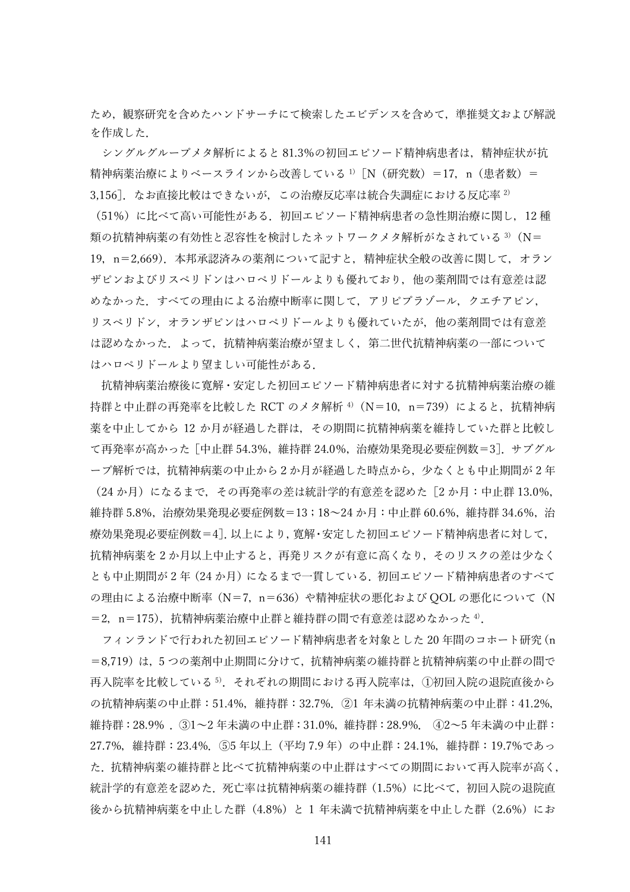ため，観察研究を含めたハンドサーチにて検索したエビデンスを含めて，準推奨文および解説を作成した．

シングルグループメタ解析によると 81.3%の初回エピソード精神病患者は，精神症状が抗精神病薬治療によりベースラインから改善している [1]［N（研究数）＝17，n（患者数）＝3,156］．なお直接比較はできないが，この治療反応率は統合失調症における反応率 [2]（51%）に比べて高い可能性がある．初回エピソード精神病患者の急性期治療に関し，12 種類の抗精神病薬の有効性と忍容性を検討したネットワークメタ解析がなされている [3]（N＝19，n＝2,669）．本邦承認済みの薬剤について記すと，精神症状全般の改善に関して，オランザピンおよびリスペリドンはハロペリドールよりも優れており，他の薬剤間では有意差は認めなかった．すべての理由による治療中断率に関して，アリピプラゾール，クエチアピン，リスペリドン，オランザピンはハロペリドールよりも優れていたが，他の薬剤間では有意差は認めなかった．よって，抗精神病薬治療が望ましく，第二世代抗精神病薬の一部についてはハロペリドールより望ましい可能性がある．

抗精神病薬治療後に寛解・安定した初回エピソード精神病患者に対する抗精神病薬治療の維持群と中止群の再発率を比較した RCT のメタ解析 [4]（N＝10，n＝739）によると，抗精神病薬を中止してから 12 か月が経過した群は，その期間に抗精神病薬を維持していた群と比較して再発率が高かった［中止群 54.3%，維持群 24.0%，治療効果発現必要症例数＝3］．サブグループ解析では，抗精神病薬の中止から 2 か月が経過した時点から，少なくとも中止期間が 2 年（24 か月）になるまで，その再発率の差は統計学的有意差を認めた［2 か月：中止群 13.0%，維持群 5.8%，治療効果発現必要症例数＝13；18～24 か月：中止群 60.6%，維持群 34.6%，治療効果発現必要症例数＝4］. 以上により，寛解・安定した初回エピソード精神病患者に対して，抗精神病薬を 2 か月以上中止すると，再発リスクが有意に高くなり，そのリスクの差は少なくとも中止期間が 2 年（24 か月）になるまで一貫している．初回エピソード精神病患者のすべての理由による治療中断率（N＝7，n＝636）や精神症状の悪化および QOL の悪化について（N＝2，n＝175），抗精神病薬治療中止群と維持群の間で有意差は認めなかった [4]．

フィンランドで行われた初回エピソード精神病患者を対象とした 20 年間のコホート研究（n＝8,719）は，5 つの薬剤中止期間に分けて，抗精神病薬の維持群と抗精神病薬の中止群の間で再入院率を比較している [5]．それぞれの期間における再入院率は，①初回入院の退院直後からの抗精神病薬の中止群：51.4%，維持群：32.7%．②1 年未満の抗精神病薬の中止群：41.2%，維持群：28.9%．③1～2 年未満の中止群：31.0%，維持群：28.9%．④2～5 年未満の中止群：27.7%，維持群：23.4%．⑤5 年以上（平均 7.9 年）の中止群：24.1%，維持群：19.7%であった．抗精神病薬の維持群と比べて抗精神病薬の中止群はすべての期間において再入院率が高く，統計学的有意差を認めた．死亡率は抗精神病薬の維持群（1.5%）に比べて，初回入院の退院直後から抗精神病薬を中止した群（4.8%）と 1 年未満で抗精神病薬を中止した群（2.6%）にお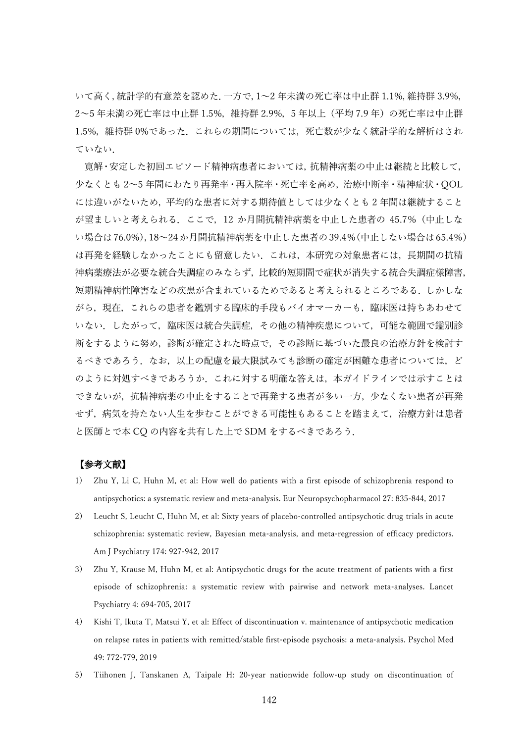いて高く，統計学的有意差を認めた．一方で，1〜2 年未満の死亡率は中止群 1.1%，維持群 3.9%，2〜5 年未満の死亡率は中止群 1.5%，維持群 2.9%，5 年以上（平均 7.9 年）の死亡率は中止群 1.5%，維持群 0%であった．これらの期間については，死亡数が少なく統計学的な解析はされていない．

寛解・安定した初回エピソード精神病患者においては，抗精神病薬の中止は継続と比較して，少なくとも 2〜5 年間にわたり再発率・再入院率・死亡率を高め，治療中断率・精神症状・QOL には違いがないため，平均的な患者に対する期待値としては少なくとも 2 年間は継続することが望ましいと考えられる．ここで，12 か月間抗精神病薬を中止した患者の 45.7%（中止しない場合は 76.0%），18〜24 か月間抗精神病薬を中止した患者の 39.4%（中止しない場合は 65.4%）は再発を経験しなかったことにも留意したい．これは，本研究の対象患者には，長期間の抗精神病薬療法が必要な統合失調症のみならず，比較的短期間で症状が消失する統合失調症様障害，短期精神病性障害などの疾患が含まれているためであると考えられるところである．しかしながら，現在，これらの患者を鑑別する臨床的手段もバイオマーカーも，臨床医は持ちあわせていない．したがって，臨床医は統合失調症，その他の精神疾患について，可能な範囲で鑑別診断をするように努め，診断が確定された時点で，その診断に基づいた最良の治療方針を検討するべきであろう．なお，以上の配慮を最大限試みても診断の確定が困難な患者については，どのように対処すべきであろうか．これに対する明確な答えは，本ガイドラインでは示すことはできないが，抗精神病薬の中止をすることで再発する患者が多い一方，少なくない患者が再発せず，病気を持たない人生を歩むことができる可能性もあることを踏まえて，治療方針は患者と医師とで本 CQ の内容を共有した上で SDM をするべきであろう．

**【参考文献】**

1) Zhu Y, Li C, Huhn M, et al: How well do patients with a first episode of schizophrenia respond to antipsychotics: a systematic review and meta-analysis. Eur Neuropsychopharmacol 27: 835-844, 2017
2) Leucht S, Leucht C, Huhn M, et al: Sixty years of placebo-controlled antipsychotic drug trials in acute schizophrenia: systematic review, Bayesian meta-analysis, and meta-regression of efficacy predictors. Am J Psychiatry 174: 927-942, 2017
3) Zhu Y, Krause M, Huhn M, et al: Antipsychotic drugs for the acute treatment of patients with a first episode of schizophrenia: a systematic review with pairwise and network meta-analyses. Lancet Psychiatry 4: 694-705, 2017
4) Kishi T, Ikuta T, Matsui Y, et al: Effect of discontinuation v. maintenance of antipsychotic medication on relapse rates in patients with remitted/stable first-episode psychosis: a meta-analysis. Psychol Med 49: 772-779, 2019
5) Tiihonen J, Tanskanen A, Taipale H: 20-year nationwide follow-up study on discontinuation of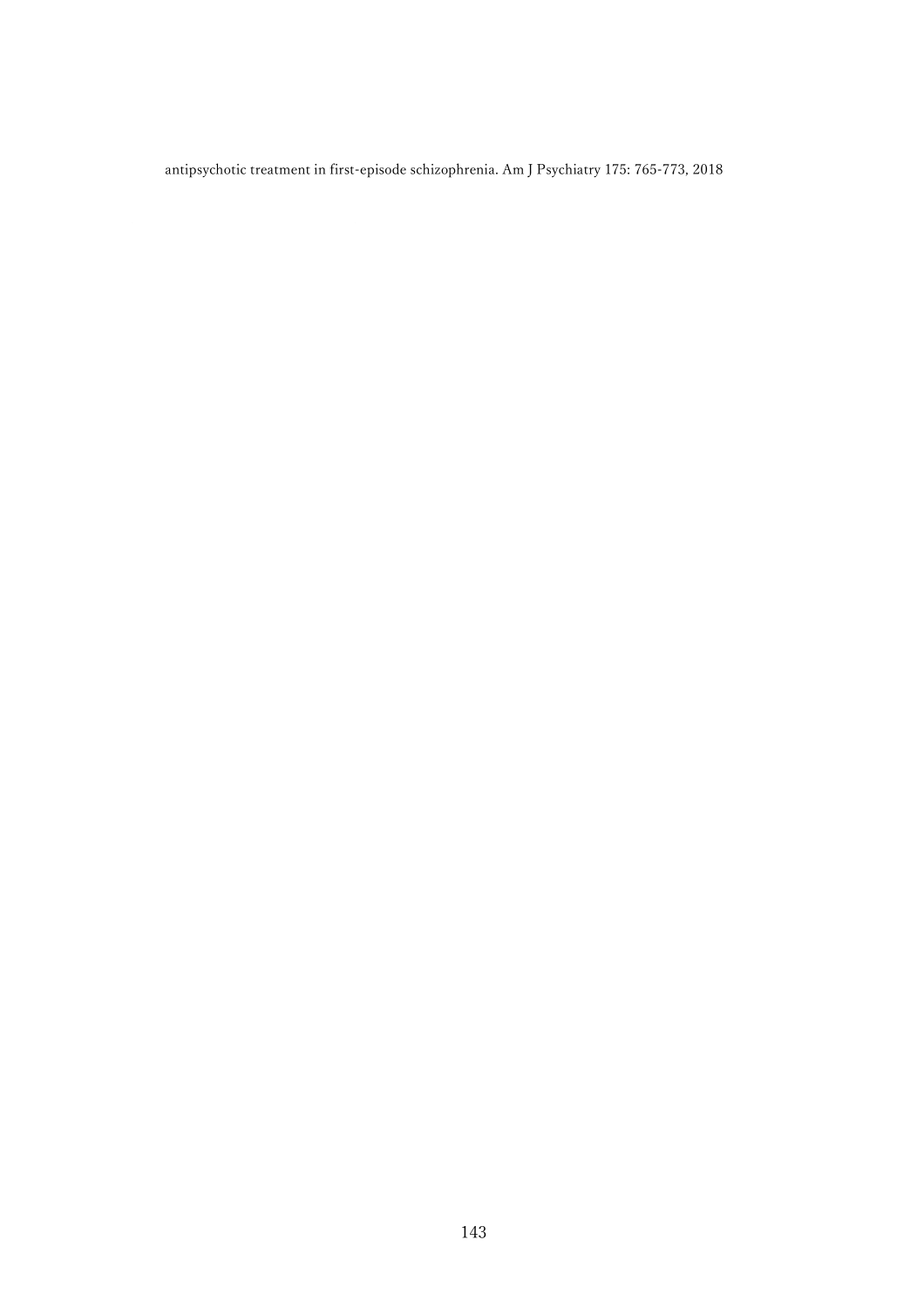antipsychotic treatment in first-episode schizophrenia. Am J Psychiatry 175: 765-773, 2018